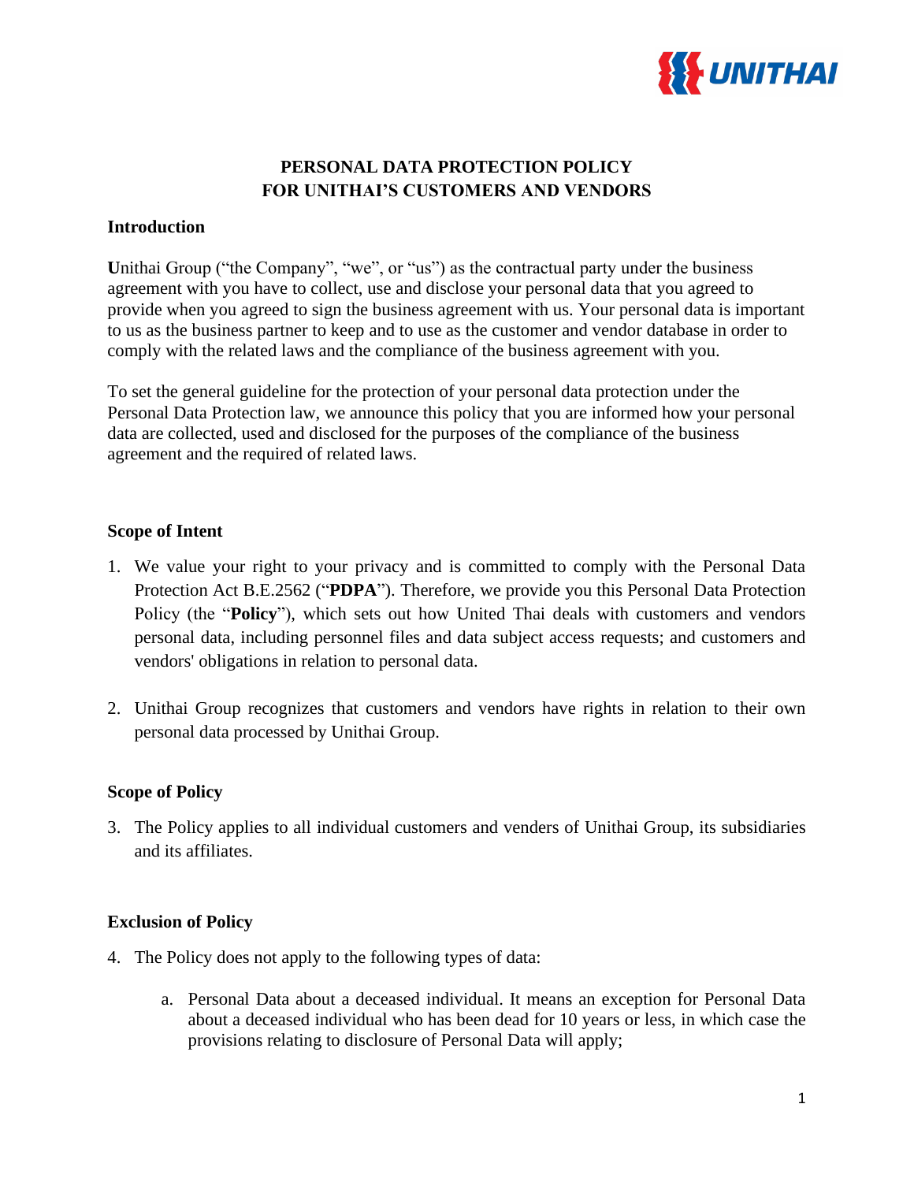# PERSONAL DATA PROTECTION POLICY
# FOR UNITHAI'S CUSTOMERS AND VENDORS

## Introduction

**U**nithai Group ("the Company", "we", or "us") as the contractual party under the business agreement with you have to collect, use and disclose your personal data that you agreed to provide when you agreed to sign the business agreement with us. Your personal data is important to us as the business partner to keep and to use as the customer and vendor database in order to comply with the related laws and the compliance of the business agreement with you.

To set the general guideline for the protection of your personal data protection under the Personal Data Protection law, we announce this policy that you are informed how your personal data are collected, used and disclosed for the purposes of the compliance of the business agreement and the required of related laws.

## Scope of Intent

1. We value your right to your privacy and is committed to comply with the Personal Data Protection Act B.E.2562 ("**PDPA**"). Therefore, we provide you this Personal Data Protection Policy (the "**Policy**"), which sets out how United Thai deals with customers and vendors personal data, including personnel files and data subject access requests; and customers and vendors' obligations in relation to personal data.

2. Unithai Group recognizes that customers and vendors have rights in relation to their own personal data processed by Unithai Group.

## Scope of Policy

3. The Policy applies to all individual customers and venders of Unithai Group, its subsidiaries and its affiliates.

## Exclusion of Policy

4. The Policy does not apply to the following types of data:

   a. Personal Data about a deceased individual. It means an exception for Personal Data about a deceased individual who has been dead for 10 years or less, in which case the provisions relating to disclosure of Personal Data will apply;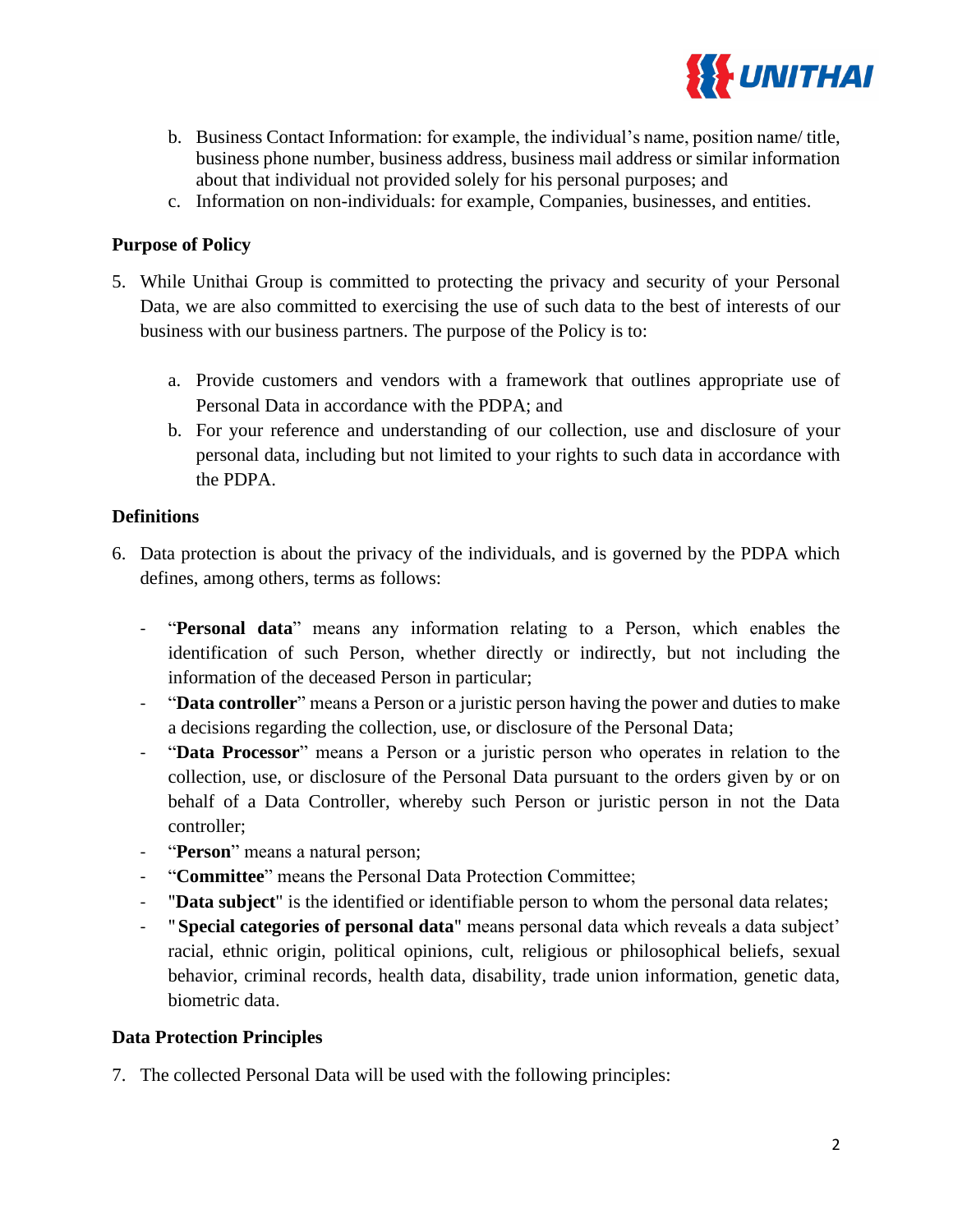b. Business Contact Information: for example, the individual's name, position name/ title, business phone number, business address, business mail address or similar information about that individual not provided solely for his personal purposes; and
c. Information on non-individuals: for example, Companies, businesses, and entities.

**Purpose of Policy**

5. While Unithai Group is committed to protecting the privacy and security of your Personal Data, we are also committed to exercising the use of such data to the best of interests of our business with our business partners. The purpose of the Policy is to:

    a. Provide customers and vendors with a framework that outlines appropriate use of Personal Data in accordance with the PDPA; and
    b. For your reference and understanding of our collection, use and disclosure of your personal data, including but not limited to your rights to such data in accordance with the PDPA.

**Definitions**

6. Data protection is about the privacy of the individuals, and is governed by the PDPA which defines, among others, terms as follows:

    - "**Personal data**" means any information relating to a Person, which enables the identification of such Person, whether directly or indirectly, but not including the information of the deceased Person in particular;
    - "**Data controller**" means a Person or a juristic person having the power and duties to make a decisions regarding the collection, use, or disclosure of the Personal Data;
    - "**Data Processor**" means a Person or a juristic person who operates in relation to the collection, use, or disclosure of the Personal Data pursuant to the orders given by or on behalf of a Data Controller, whereby such Person or juristic person in not the Data controller;
    - "**Person**" means a natural person;
    - "**Committee**" means the Personal Data Protection Committee;
    - "**Data subject**" is the identified or identifiable person to whom the personal data relates;
    - "**Special categories of personal data**" means personal data which reveals a data subject' racial, ethnic origin, political opinions, cult, religious or philosophical beliefs, sexual behavior, criminal records, health data, disability, trade union information, genetic data, biometric data.

**Data Protection Principles**

7. The collected Personal Data will be used with the following principles: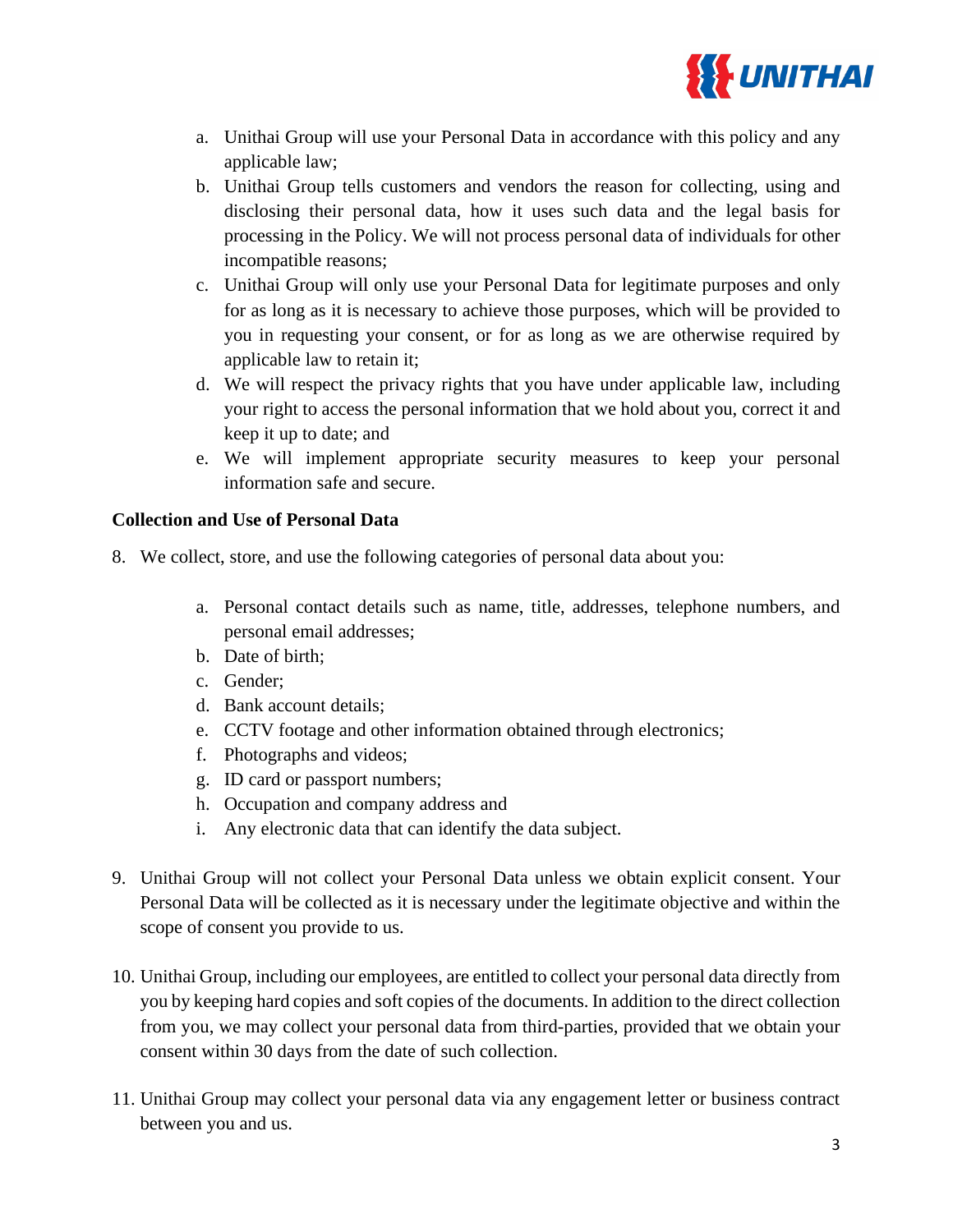a. Unithai Group will use your Personal Data in accordance with this policy and any applicable law;
b. Unithai Group tells customers and vendors the reason for collecting, using and disclosing their personal data, how it uses such data and the legal basis for processing in the Policy. We will not process personal data of individuals for other incompatible reasons;
c. Unithai Group will only use your Personal Data for legitimate purposes and only for as long as it is necessary to achieve those purposes, which will be provided to you in requesting your consent, or for as long as we are otherwise required by applicable law to retain it;
d. We will respect the privacy rights that you have under applicable law, including your right to access the personal information that we hold about you, correct it and keep it up to date; and
e. We will implement appropriate security measures to keep your personal information safe and secure.

**Collection and Use of Personal Data**

8. We collect, store, and use the following categories of personal data about you:

    a. Personal contact details such as name, title, addresses, telephone numbers, and personal email addresses;
    b. Date of birth;
    c. Gender;
    d. Bank account details;
    e. CCTV footage and other information obtained through electronics;
    f. Photographs and videos;
    g. ID card or passport numbers;
    h. Occupation and company address and
    i. Any electronic data that can identify the data subject.

9. Unithai Group will not collect your Personal Data unless we obtain explicit consent. Your Personal Data will be collected as it is necessary under the legitimate objective and within the scope of consent you provide to us.

10. Unithai Group, including our employees, are entitled to collect your personal data directly from you by keeping hard copies and soft copies of the documents. In addition to the direct collection from you, we may collect your personal data from third-parties, provided that we obtain your consent within 30 days from the date of such collection.

11. Unithai Group may collect your personal data via any engagement letter or business contract between you and us.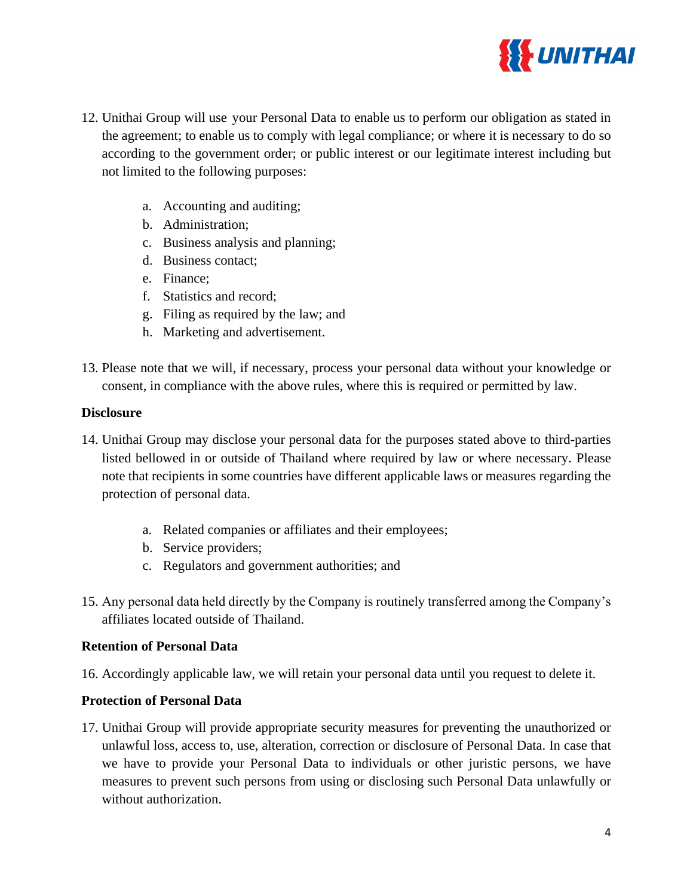12. Unithai Group will use your Personal Data to enable us to perform our obligation as stated in the agreement; to enable us to comply with legal compliance; or where it is necessary to do so according to the government order; or public interest or our legitimate interest including but not limited to the following purposes:

    a. Accounting and auditing;
    b. Administration;
    c. Business analysis and planning;
    d. Business contact;
    e. Finance;
    f. Statistics and record;
    g. Filing as required by the law; and
    h. Marketing and advertisement.

13. Please note that we will, if necessary, process your personal data without your knowledge or consent, in compliance with the above rules, where this is required or permitted by law.

**Disclosure**

14. Unithai Group may disclose your personal data for the purposes stated above to third-parties listed bellowed in or outside of Thailand where required by law or where necessary. Please note that recipients in some countries have different applicable laws or measures regarding the protection of personal data.

    a. Related companies or affiliates and their employees;
    b. Service providers;
    c. Regulators and government authorities; and

15. Any personal data held directly by the Company is routinely transferred among the Company's affiliates located outside of Thailand.

**Retention of Personal Data**

16. Accordingly applicable law, we will retain your personal data until you request to delete it.

**Protection of Personal Data**

17. Unithai Group will provide appropriate security measures for preventing the unauthorized or unlawful loss, access to, use, alteration, correction or disclosure of Personal Data. In case that we have to provide your Personal Data to individuals or other juristic persons, we have measures to prevent such persons from using or disclosing such Personal Data unlawfully or without authorization.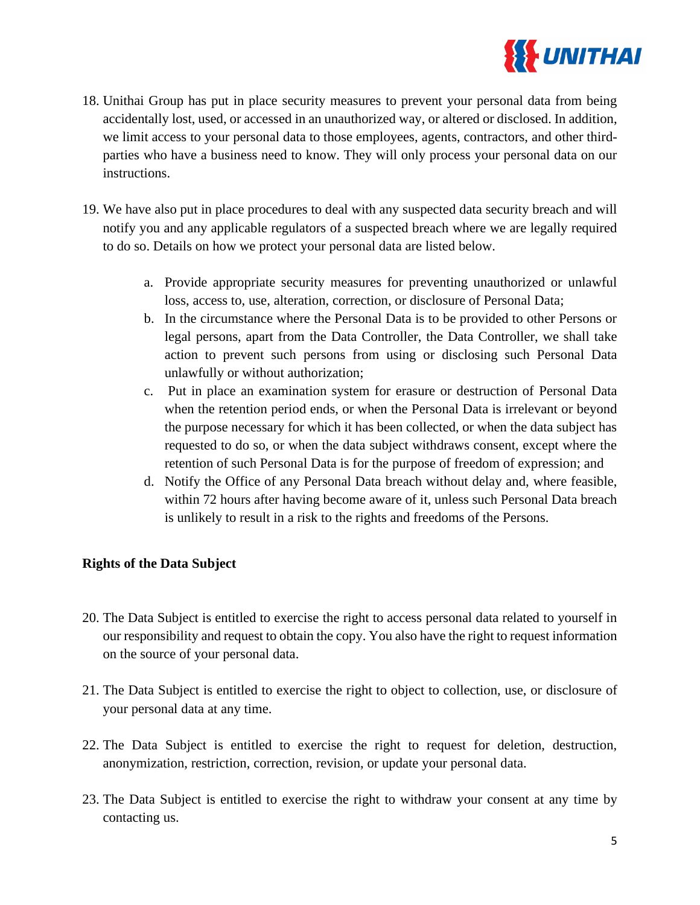18. Unithai Group has put in place security measures to prevent your personal data from being accidentally lost, used, or accessed in an unauthorized way, or altered or disclosed. In addition, we limit access to your personal data to those employees, agents, contractors, and other third-parties who have a business need to know. They will only process your personal data on our instructions.

19. We have also put in place procedures to deal with any suspected data security breach and will notify you and any applicable regulators of a suspected breach where we are legally required to do so. Details on how we protect your personal data are listed below.

    a. Provide appropriate security measures for preventing unauthorized or unlawful loss, access to, use, alteration, correction, or disclosure of Personal Data;
    b. In the circumstance where the Personal Data is to be provided to other Persons or legal persons, apart from the Data Controller, the Data Controller, we shall take action to prevent such persons from using or disclosing such Personal Data unlawfully or without authorization;
    c. Put in place an examination system for erasure or destruction of Personal Data when the retention period ends, or when the Personal Data is irrelevant or beyond the purpose necessary for which it has been collected, or when the data subject has requested to do so, or when the data subject withdraws consent, except where the retention of such Personal Data is for the purpose of freedom of expression; and
    d. Notify the Office of any Personal Data breach without delay and, where feasible, within 72 hours after having become aware of it, unless such Personal Data breach is unlikely to result in a risk to the rights and freedoms of the Persons.

**Rights of the Data Subject**

20. The Data Subject is entitled to exercise the right to access personal data related to yourself in our responsibility and request to obtain the copy. You also have the right to request information on the source of your personal data.

21. The Data Subject is entitled to exercise the right to object to collection, use, or disclosure of your personal data at any time.

22. The Data Subject is entitled to exercise the right to request for deletion, destruction, anonymization, restriction, correction, revision, or update your personal data.

23. The Data Subject is entitled to exercise the right to withdraw your consent at any time by contacting us.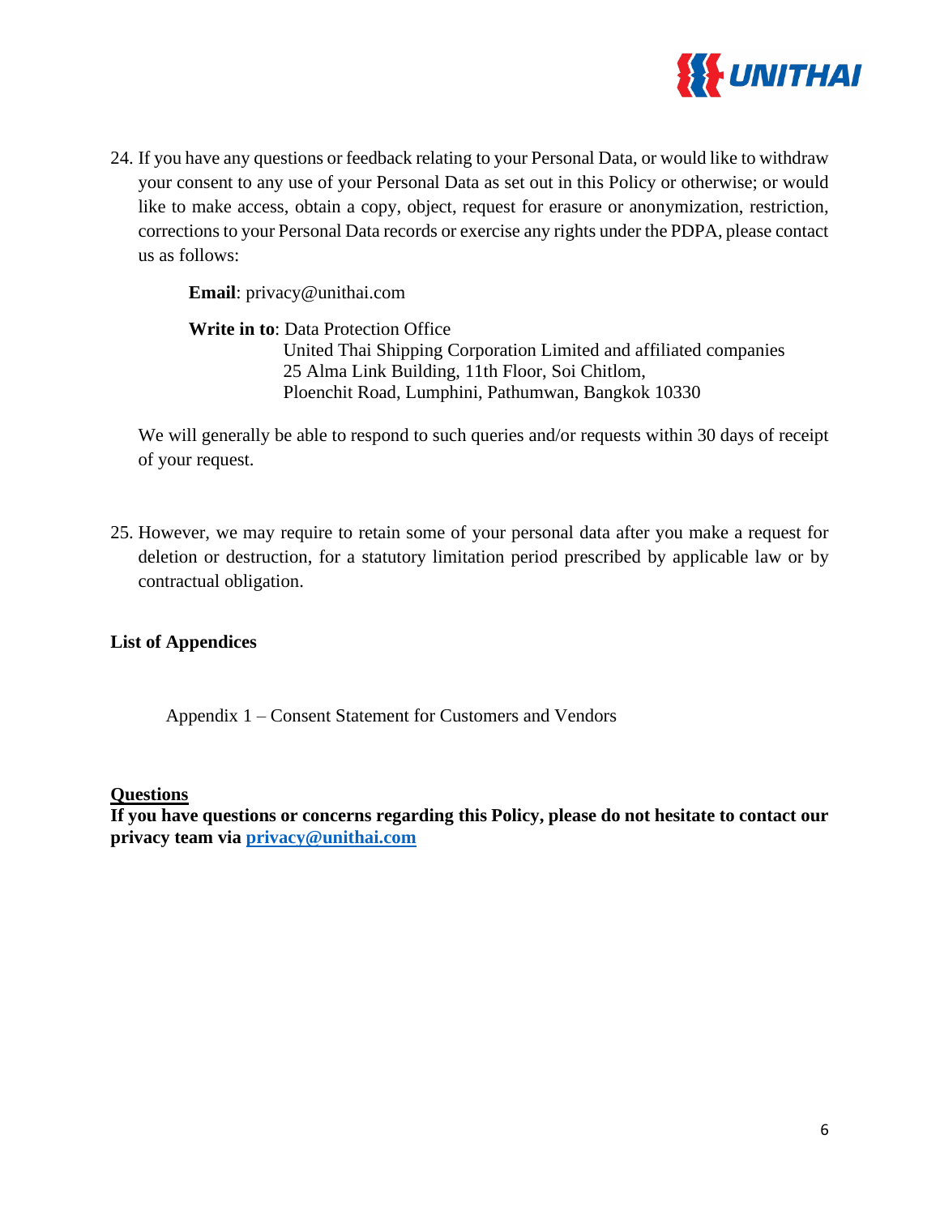24. If you have any questions or feedback relating to your Personal Data, or would like to withdraw your consent to any use of your Personal Data as set out in this Policy or otherwise; or would like to make access, obtain a copy, object, request for erasure or anonymization, restriction, corrections to your Personal Data records or exercise any rights under the PDPA, please contact us as follows:

    **Email**: privacy@unithai.com

    **Write in to**: Data Protection Office
    United Thai Shipping Corporation Limited and affiliated companies
    25 Alma Link Building, 11th Floor, Soi Chitlom,
    Ploenchit Road, Lumphini, Pathumwan, Bangkok 10330

    We will generally be able to respond to such queries and/or requests within 30 days of receipt of your request.

25. However, we may require to retain some of your personal data after you make a request for deletion or destruction, for a statutory limitation period prescribed by applicable law or by contractual obligation.

**List of Appendices**

Appendix 1 – Consent Statement for Customers and Vendors

**Questions**

**If you have questions or concerns regarding this Policy, please do not hesitate to contact our privacy team via privacy@unithai.com**